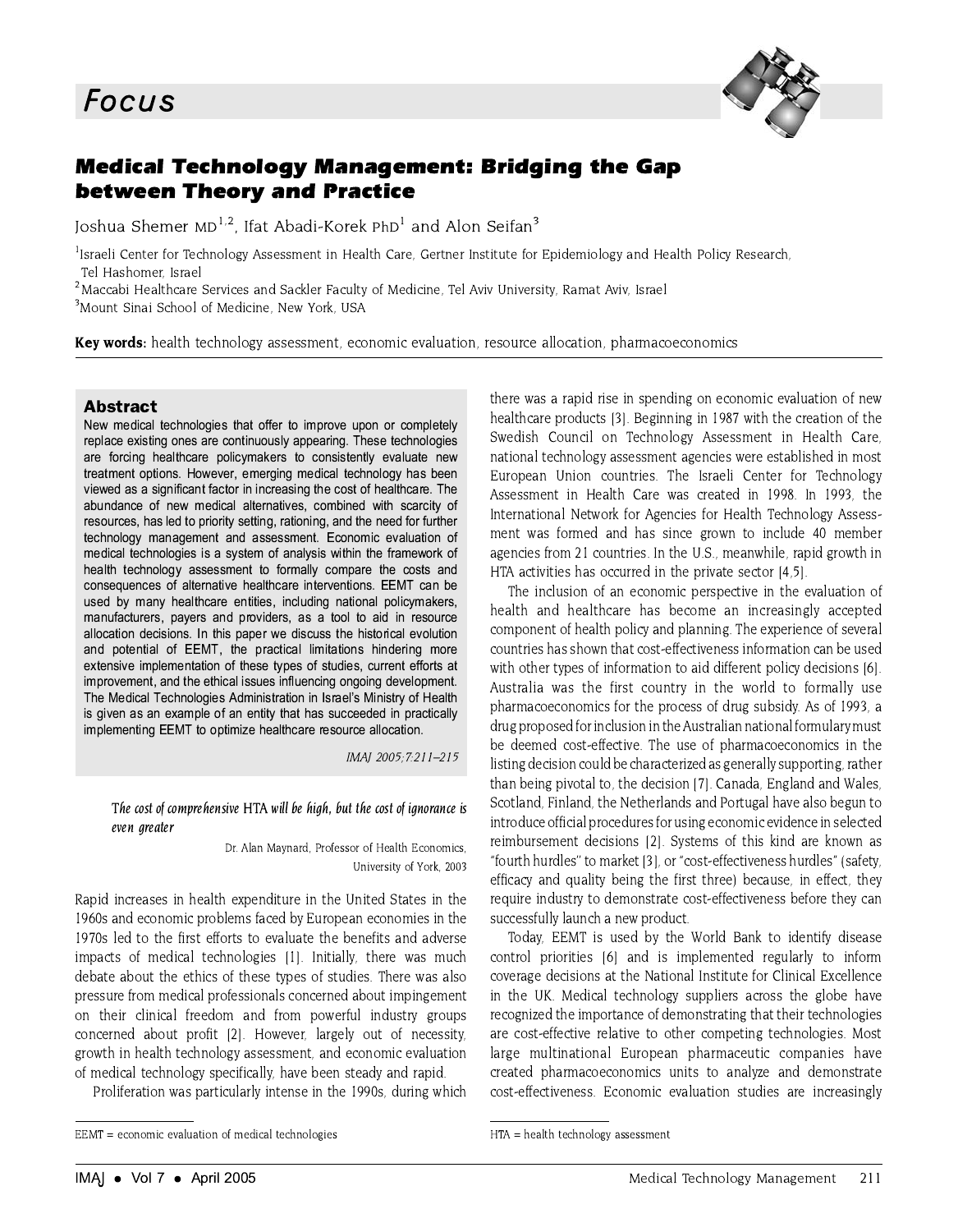Focus

# Medical Technology Management: Bridging the Gap between Theory and Practice

Joshua Shemer MD[1,2], Ifat Abadi-Korek PhD[1] and Alon Seifan[3]

[1]Israeli Center for Technology Assessment in Health Care, Gertner Institute for Epidemiology and Health Policy Research, Tel Hashomer, Israel
[2]Maccabi Healthcare Services and Sackler Faculty of Medicine, Tel Aviv University, Ramat Aviv, Israel
[3]Mount Sinai School of Medicine, New York, USA

**Key words:** health technology assessment, economic evaluation, resource allocation, pharmacoeconomics

## Abstract

New medical technologies that offer to improve upon or completely replace existing ones are continuously appearing. These technologies are forcing healthcare policymakers to consistently evaluate new treatment options. However, emerging medical technology has been viewed as a significant factor in increasing the cost of healthcare. The abundance of new medical alternatives, combined with scarcity of resources, has led to priority setting, rationing, and the need for further technology management and assessment. Economic evaluation of medical technologies is a system of analysis within the framework of health technology assessment to formally compare the costs and consequences of alternative healthcare interventions. EEMT can be used by many healthcare entities, including national policymakers, manufacturers, payers and providers, as a tool to aid in resource allocation decisions. In this paper we discuss the historical evolution and potential of EEMT, the practical limitations hindering more extensive implementation of these types of studies, current efforts at improvement, and the ethical issues influencing ongoing development. The Medical Technologies Administration in Israel's Ministry of Health is given as an example of an entity that has succeeded in practically implementing EEMT to optimize healthcare resource allocation.

IMAJ 2005;7:211–215

*The cost of comprehensive* HTA *will be high, but the cost of ignorance is even greater*

Dr. Alan Maynard, Professor of Health Economics, University of York, 2003

Rapid increases in health expenditure in the United States in the 1960s and economic problems faced by European economies in the 1970s led to the first efforts to evaluate the benefits and adverse impacts of medical technologies [1]. Initially, there was much debate about the ethics of these types of studies. There was also pressure from medical professionals concerned about impingement on their clinical freedom and from powerful industry groups concerned about profit [2]. However, largely out of necessity, growth in health technology assessment, and economic evaluation of medical technology specifically, have been steady and rapid.

Proliferation was particularly intense in the 1990s, during which there was a rapid rise in spending on economic evaluation of new healthcare products [3]. Beginning in 1987 with the creation of the Swedish Council on Technology Assessment in Health Care, national technology assessment agencies were established in most European Union countries. The Israeli Center for Technology Assessment in Health Care was created in 1998. In 1993, the International Network for Agencies for Health Technology Assessment was formed and has since grown to include 40 member agencies from 21 countries. In the U.S., meanwhile, rapid growth in HTA activities has occurred in the private sector [4,5].

The inclusion of an economic perspective in the evaluation of health and healthcare has become an increasingly accepted component of health policy and planning. The experience of several countries has shown that cost-effectiveness information can be used with other types of information to aid different policy decisions [6]. Australia was the first country in the world to formally use pharmacoeconomics for the process of drug subsidy. As of 1993, a drug proposed for inclusion in the Australian national formulary must be deemed cost-effective. The use of pharmacoeconomics in the listing decision could be characterized as generally supporting, rather than being pivotal to, the decision [7]. Canada, England and Wales, Scotland, Finland, the Netherlands and Portugal have also begun to introduce official procedures for using economic evidence in selected reimbursement decisions [2]. Systems of this kind are known as "fourth hurdles" to market [3], or "cost-effectiveness hurdles" (safety, efficacy and quality being the first three) because, in effect, they require industry to demonstrate cost-effectiveness before they can successfully launch a new product.

Today, EEMT is used by the World Bank to identify disease control priorities [6] and is implemented regularly to inform coverage decisions at the National Institute for Clinical Excellence in the UK. Medical technology suppliers across the globe have recognized the importance of demonstrating that their technologies are cost-effective relative to other competing technologies. Most large multinational European pharmaceutic companies have created pharmacoeconomics units to analyze and demonstrate cost-effectiveness. Economic evaluation studies are increasingly

EEMT = economic evaluation of medical technologies

HTA = health technology assessment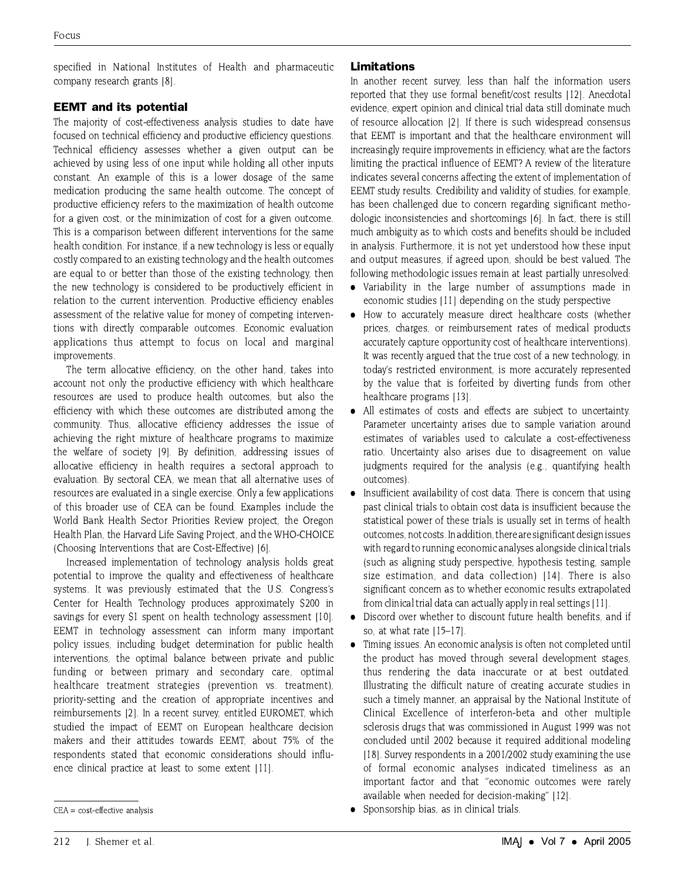specified in National Institutes of Health and pharmaceutic company research grants [8].

## EEMT and its potential

The majority of cost-effectiveness analysis studies to date have focused on technical efficiency and productive efficiency questions. Technical efficiency assesses whether a given output can be achieved by using less of one input while holding all other inputs constant. An example of this is a lower dosage of the same medication producing the same health outcome. The concept of productive efficiency refers to the maximization of health outcome for a given cost, or the minimization of cost for a given outcome. This is a comparison between different interventions for the same health condition. For instance, if a new technology is less or equally costly compared to an existing technology and the health outcomes are equal to or better than those of the existing technology, then the new technology is considered to be productively efficient in relation to the current intervention. Productive efficiency enables assessment of the relative value for money of competing interventions with directly comparable outcomes. Economic evaluation applications thus attempt to focus on local and marginal improvements.

The term allocative efficiency, on the other hand, takes into account not only the productive efficiency with which healthcare resources are used to produce health outcomes, but also the efficiency with which these outcomes are distributed among the community. Thus, allocative efficiency addresses the issue of achieving the right mixture of healthcare programs to maximize the welfare of society [9]. By definition, addressing issues of allocative efficiency in health requires a sectoral approach to evaluation. By sectoral CEA, we mean that all alternative uses of resources are evaluated in a single exercise. Only a few applications of this broader use of CEA can be found. Examples include the World Bank Health Sector Priorities Review project, the Oregon Health Plan, the Harvard Life Saving Project, and the WHO-CHOICE (Choosing Interventions that are Cost-Effective) [6].

Increased implementation of technology analysis holds great potential to improve the quality and effectiveness of healthcare systems. It was previously estimated that the U.S. Congress's Center for Health Technology produces approximately $200 in savings for every $1 spent on health technology assessment [10]. EEMT in technology assessment can inform many important policy issues, including budget determination for public health interventions, the optimal balance between private and public funding or between primary and secondary care, optimal healthcare treatment strategies (prevention vs. treatment), priority-setting and the creation of appropriate incentives and reimbursements [2]. In a recent survey, entitled EUROMET, which studied the impact of EEMT on European healthcare decision makers and their attitudes towards EEMT, about 75% of the respondents stated that economic considerations should influence clinical practice at least to some extent [11].

CEA = cost-effective analysis

## Limitations

In another recent survey, less than half the information users reported that they use formal benefit/cost results [12]. Anecdotal evidence, expert opinion and clinical trial data still dominate much of resource allocation [2]. If there is such widespread consensus that EEMT is important and that the healthcare environment will increasingly require improvements in efficiency, what are the factors limiting the practical influence of EEMT? A review of the literature indicates several concerns affecting the extent of implementation of EEMT study results. Credibility and validity of studies, for example, has been challenged due to concern regarding significant methodologic inconsistencies and shortcomings [6]. In fact, there is still much ambiguity as to which costs and benefits should be included in analysis. Furthermore, it is not yet understood how these input and output measures, if agreed upon, should be best valued. The following methodologic issues remain at least partially unresolved:

- Variability in the large number of assumptions made in economic studies [11] depending on the study perspective
- How to accurately measure direct healthcare costs (whether prices, charges, or reimbursement rates of medical products accurately capture opportunity cost of healthcare interventions). It was recently argued that the true cost of a new technology, in today's restricted environment, is more accurately represented by the value that is forfeited by diverting funds from other healthcare programs [13].
- All estimates of costs and effects are subject to uncertainty. Parameter uncertainty arises due to sample variation around estimates of variables used to calculate a cost-effectiveness ratio. Uncertainty also arises due to disagreement on value judgments required for the analysis (e.g., quantifying health outcomes).
- Insufficient availability of cost data. There is concern that using past clinical trials to obtain cost data is insufficient because the statistical power of these trials is usually set in terms of health outcomes, not costs. In addition, there are significant design issues with regard to running economic analyses alongside clinical trials (such as aligning study perspective, hypothesis testing, sample size estimation, and data collection) [14]. There is also significant concern as to whether economic results extrapolated from clinical trial data can actually apply in real settings [11].
- Discord over whether to discount future health benefits, and if so, at what rate [15–17].
- Timing issues. An economic analysis is often not completed until the product has moved through several development stages, thus rendering the data inaccurate or at best outdated. Illustrating the difficult nature of creating accurate studies in such a timely manner, an appraisal by the National Institute of Clinical Excellence of interferon-beta and other multiple sclerosis drugs that was commissioned in August 1999 was not concluded until 2002 because it required additional modeling [18]. Survey respondents in a 2001/2002 study examining the use of formal economic analyses indicated timeliness as an important factor and that "economic outcomes were rarely available when needed for decision-making" [12].
- Sponsorship bias, as in clinical trials.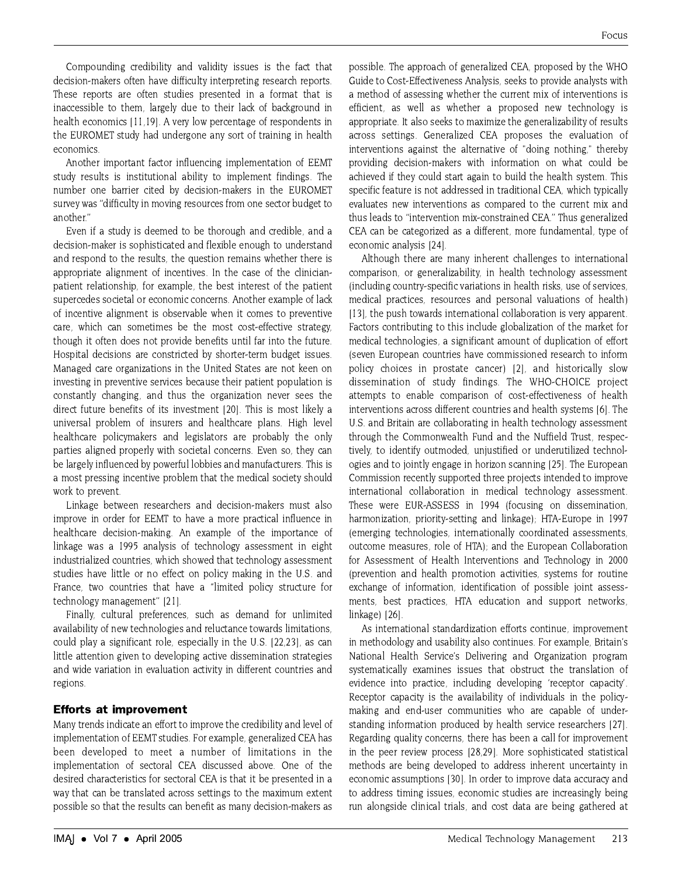Compounding credibility and validity issues is the fact that decision-makers often have difficulty interpreting research reports. These reports are often studies presented in a format that is inaccessible to them, largely due to their lack of background in health economics [11,19]. A very low percentage of respondents in the EUROMET study had undergone any sort of training in health economics.

Another important factor influencing implementation of EEMT study results is institutional ability to implement findings. The number one barrier cited by decision-makers in the EUROMET survey was "difficulty in moving resources from one sector budget to another."

Even if a study is deemed to be thorough and credible, and a decision-maker is sophisticated and flexible enough to understand and respond to the results, the question remains whether there is appropriate alignment of incentives. In the case of the clinician-patient relationship, for example, the best interest of the patient supercedes societal or economic concerns. Another example of lack of incentive alignment is observable when it comes to preventive care, which can sometimes be the most cost-effective strategy, though it often does not provide benefits until far into the future. Hospital decisions are constricted by shorter-term budget issues. Managed care organizations in the United States are not keen on investing in preventive services because their patient population is constantly changing, and thus the organization never sees the direct future benefits of its investment [20]. This is most likely a universal problem of insurers and healthcare plans. High level healthcare policymakers and legislators are probably the only parties aligned properly with societal concerns. Even so, they can be largely influenced by powerful lobbies and manufacturers. This is a most pressing incentive problem that the medical society should work to prevent.

Linkage between researchers and decision-makers must also improve in order for EEMT to have a more practical influence in healthcare decision-making. An example of the importance of linkage was a 1995 analysis of technology assessment in eight industrialized countries, which showed that technology assessment studies have little or no effect on policy making in the U.S. and France, two countries that have a "limited policy structure for technology management" [21].

Finally, cultural preferences, such as demand for unlimited availability of new technologies and reluctance towards limitations, could play a significant role, especially in the U.S. [22,23], as can little attention given to developing active dissemination strategies and wide variation in evaluation activity in different countries and regions.

## Efforts at improvement

Many trends indicate an effort to improve the credibility and level of implementation of EEMT studies. For example, generalized CEA has been developed to meet a number of limitations in the implementation of sectoral CEA discussed above. One of the desired characteristics for sectoral CEA is that it be presented in a way that can be translated across settings to the maximum extent possible so that the results can benefit as many decision-makers as possible. The approach of generalized CEA, proposed by the WHO Guide to Cost-Effectiveness Analysis, seeks to provide analysts with a method of assessing whether the current mix of interventions is efficient, as well as whether a proposed new technology is appropriate. It also seeks to maximize the generalizability of results across settings. Generalized CEA proposes the evaluation of interventions against the alternative of "doing nothing," thereby providing decision-makers with information on what could be achieved if they could start again to build the health system. This specific feature is not addressed in traditional CEA, which typically evaluates new interventions as compared to the current mix and thus leads to "intervention mix-constrained CEA." Thus generalized CEA can be categorized as a different, more fundamental, type of economic analysis [24].

Although there are many inherent challenges to international comparison, or generalizability, in health technology assessment (including country-specific variations in health risks, use of services, medical practices, resources and personal valuations of health) [13], the push towards international collaboration is very apparent. Factors contributing to this include globalization of the market for medical technologies, a significant amount of duplication of effort (seven European countries have commissioned research to inform policy choices in prostate cancer) [2], and historically slow dissemination of study findings. The WHO-CHOICE project attempts to enable comparison of cost-effectiveness of health interventions across different countries and health systems [6]. The U.S. and Britain are collaborating in health technology assessment through the Commonwealth Fund and the Nuffield Trust, respectively, to identify outmoded, unjustified or underutilized technologies and to jointly engage in horizon scanning [25]. The European Commission recently supported three projects intended to improve international collaboration in medical technology assessment. These were EUR-ASSESS in 1994 (focusing on dissemination, harmonization, priority-setting and linkage); HTA-Europe in 1997 (emerging technologies, internationally coordinated assessments, outcome measures, role of HTA); and the European Collaboration for Assessment of Health Interventions and Technology in 2000 (prevention and health promotion activities, systems for routine exchange of information, identification of possible joint assessments, best practices, HTA education and support networks, linkage) [26].

As international standardization efforts continue, improvement in methodology and usability also continues. For example, Britain's National Health Service's Delivering and Organization program systematically examines issues that obstruct the translation of evidence into practice, including developing 'receptor capacity'. Receptor capacity is the availability of individuals in the policy-making and end-user communities who are capable of understanding information produced by health service researchers [27]. Regarding quality concerns, there has been a call for improvement in the peer review process [28,29]. More sophisticated statistical methods are being developed to address inherent uncertainty in economic assumptions [30]. In order to improve data accuracy and to address timing issues, economic studies are increasingly being run alongside clinical trials, and cost data are being gathered at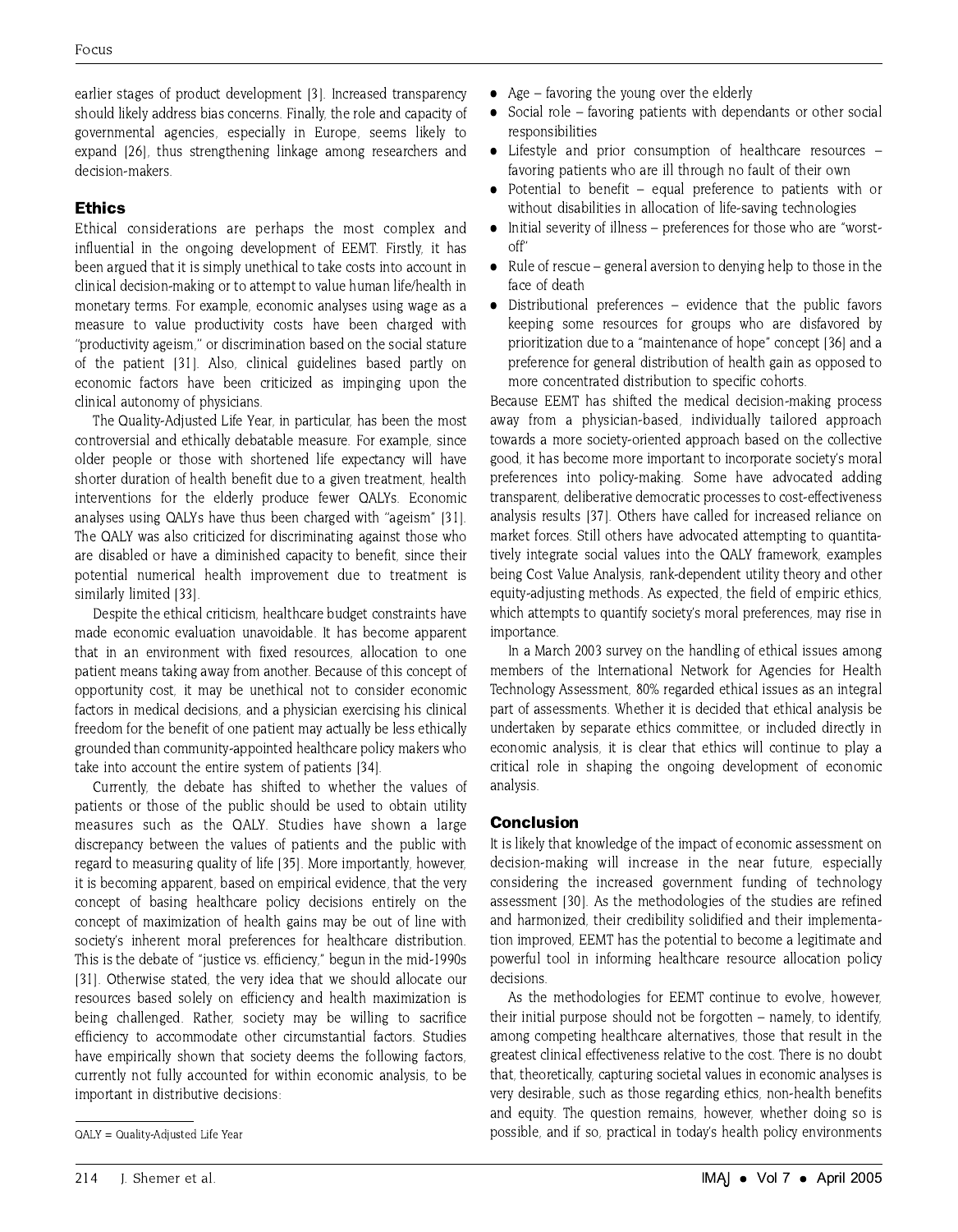earlier stages of product development [3]. Increased transparency should likely address bias concerns. Finally, the role and capacity of governmental agencies, especially in Europe, seems likely to expand [26], thus strengthening linkage among researchers and decision-makers.

## Ethics

Ethical considerations are perhaps the most complex and influential in the ongoing development of EEMT. Firstly, it has been argued that it is simply unethical to take costs into account in clinical decision-making or to attempt to value human life/health in monetary terms. For example, economic analyses using wage as a measure to value productivity costs have been charged with "productivity ageism," or discrimination based on the social stature of the patient [31]. Also, clinical guidelines based partly on economic factors have been criticized as impinging upon the clinical autonomy of physicians.

The Quality-Adjusted Life Year, in particular, has been the most controversial and ethically debatable measure. For example, since older people or those with shortened life expectancy will have shorter duration of health benefit due to a given treatment, health interventions for the elderly produce fewer QALYs. Economic analyses using QALYs have thus been charged with "ageism" [31]. The QALY was also criticized for discriminating against those who are disabled or have a diminished capacity to benefit, since their potential numerical health improvement due to treatment is similarly limited [33].

Despite the ethical criticism, healthcare budget constraints have made economic evaluation unavoidable. It has become apparent that in an environment with fixed resources, allocation to one patient means taking away from another. Because of this concept of opportunity cost, it may be unethical not to consider economic factors in medical decisions, and a physician exercising his clinical freedom for the benefit of one patient may actually be less ethically grounded than community-appointed healthcare policy makers who take into account the entire system of patients [34].

Currently, the debate has shifted to whether the values of patients or those of the public should be used to obtain utility measures such as the QALY. Studies have shown a large discrepancy between the values of patients and the public with regard to measuring quality of life [35]. More importantly, however, it is becoming apparent, based on empirical evidence, that the very concept of basing healthcare policy decisions entirely on the concept of maximization of health gains may be out of line with society's inherent moral preferences for healthcare distribution. This is the debate of "justice vs. efficiency," begun in the mid-1990s [31]. Otherwise stated, the very idea that we should allocate our resources based solely on efficiency and health maximization is being challenged. Rather, society may be willing to sacrifice efficiency to accommodate other circumstantial factors. Studies have empirically shown that society deems the following factors, currently not fully accounted for within economic analysis, to be important in distributive decisions:

- Age – favoring the young over the elderly
- Social role – favoring patients with dependants or other social responsibilities
- Lifestyle and prior consumption of healthcare resources – favoring patients who are ill through no fault of their own
- Potential to benefit – equal preference to patients with or without disabilities in allocation of life-saving technologies
- Initial severity of illness – preferences for those who are "worst-off"
- Rule of rescue – general aversion to denying help to those in the face of death
- Distributional preferences – evidence that the public favors keeping some resources for groups who are disfavored by prioritization due to a "maintenance of hope" concept [36] and a preference for general distribution of health gain as opposed to more concentrated distribution to specific cohorts.

Because EEMT has shifted the medical decision-making process away from a physician-based, individually tailored approach towards a more society-oriented approach based on the collective good, it has become more important to incorporate society's moral preferences into policy-making. Some have advocated adding transparent, deliberative democratic processes to cost-effectiveness analysis results [37]. Others have called for increased reliance on market forces. Still others have advocated attempting to quantitatively integrate social values into the QALY framework, examples being Cost Value Analysis, rank-dependent utility theory and other equity-adjusting methods. As expected, the field of empiric ethics, which attempts to quantify society's moral preferences, may rise in importance.

In a March 2003 survey on the handling of ethical issues among members of the International Network for Agencies for Health Technology Assessment, 80% regarded ethical issues as an integral part of assessments. Whether it is decided that ethical analysis be undertaken by separate ethics committee, or included directly in economic analysis, it is clear that ethics will continue to play a critical role in shaping the ongoing development of economic analysis.

## Conclusion

It is likely that knowledge of the impact of economic assessment on decision-making will increase in the near future, especially considering the increased government funding of technology assessment [30]. As the methodologies of the studies are refined and harmonized, their credibility solidified and their implementation improved, EEMT has the potential to become a legitimate and powerful tool in informing healthcare resource allocation policy decisions.

As the methodologies for EEMT continue to evolve, however, their initial purpose should not be forgotten – namely, to identify, among competing healthcare alternatives, those that result in the greatest clinical effectiveness relative to the cost. There is no doubt that, theoretically, capturing societal values in economic analyses is very desirable, such as those regarding ethics, non-health benefits and equity. The question remains, however, whether doing so is possible, and if so, practical in today's health policy environments

QALY = Quality-Adjusted Life Year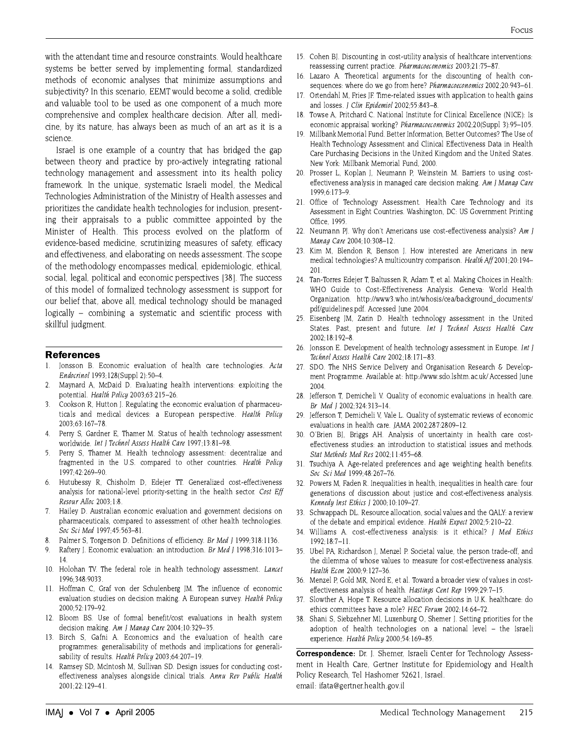with the attendant time and resource constraints. Would healthcare systems be better served by implementing formal, standardized methods of economic analyses that minimize assumptions and subjectivity? In this scenario, EEMT would become a solid, credible and valuable tool to be used as one component of a much more comprehensive and complex healthcare decision. After all, medicine, by its nature, has always been as much of an art as it is a science.

Israel is one example of a country that has bridged the gap between theory and practice by pro-actively integrating rational technology management and assessment into its health policy framework. In the unique, systematic Israeli model, the Medical Technologies Administration of the Ministry of Health assesses and prioritizes the candidate health technologies for inclusion, presenting their appraisals to a public committee appointed by the Minister of Health. This process evolved on the platform of evidence-based medicine, scrutinizing measures of safety, efficacy and effectiveness, and elaborating on needs assessment. The scope of the methodology encompasses medical, epidemiologic, ethical, social, legal, political and economic perspectives [38]. The success of this model of formalized technology assessment is support for our belief that, above all, medical technology should be managed logically – combining a systematic and scientific process with skillful judgment.

## References

1. Jonsson B. Economic evaluation of health care technologies. *Acta Endocrinol* 1993;128(Suppl 2):50–4.
2. Maynard A, McDaid D. Evaluating health interventions: exploiting the potential. *Health Policy* 2003;63:215–26.
3. Cookson R, Hutton J. Regulating the economic evaluation of pharmaceuticals and medical devices: a European perspective. *Health Policy* 2003;63:167–78.
4. Perry S, Gardner E, Thamer M. Status of health technology assessment worldwide. *Int J Technol Assess Health Care* 1997;13:81–98.
5. Perry S, Thamer M. Health technology assessment: decentralize and fragmented in the U.S. compared to other countries. *Health Policy* 1997;42:269–90.
6. Hutubessy R, Chisholm D, Edejer TT. Generalized cost-effectiveness analysis for national-level priority-setting in the health sector. *Cost Eff Resour Alloc* 2003;1:8.
7. Hailey D. Australian economic evaluation and government decisions on pharmaceuticals, compared to assessment of other health technologies. *Soc Sci Med* 1997;45:563–81.
8. Palmer S, Torgerson D. Definitions of efficiency. *Br Med J* 1999:318:1136.
9. Raftery J. Economic evaluation: an introduction. *Br Med J* 1998;316:1013–14.
10. Holohan TV. The federal role in health technology assessment. *Lancet* 1996;348:9033.
11. Hoffman C, Graf von der Schulenberg JM. The influence of economic evaluation studies on decision making. A European survey. *Health Policy* 2000;52:179–92.
12. Bloom BS. Use of formal benefit/cost evaluations in health system decision making. *Am J Manag Care* 2004;10:329–35.
13. Birch S, Gafni A. Economics and the evaluation of health care programmes: generalisability of methods and implications for generalisability of results. *Health Policy* 2003;64:207–19.
14. Ramsey SD, McIntosh M, Sullivan SD. Design issues for conducting cost-effectiveness analyses alongside clinical trials. *Annu Rev Public Health* 2001;22:129–41.
15. Cohen BJ. Discounting in cost-utility analysis of healthcare interventions: reassessing current practice. *Pharmacoeconomics* 2003;21:75–87.
16. Lazaro A. Theoretical arguments for the discounting of health consequences: where do we go from here? *Pharmacoeconomics* 2002;20:943–61.
17. Ortendahl M, Fries JF. Time-related issues with application to health gains and losses. *J Clin Epidemiol* 2002;55:843–8.
18. Towse A, Pritchard C. National Institute for Clinical Excellence (NICE): Is economic appraisal working? *Pharmacoeconomics* 2002;20(Suppl 3):95–105.
19. Millbank Memorial Fund. Better Information, Better Outcomes? The Use of Health Technology Assessment and Clinical Effectiveness Data in Health Care Purchasing Decisions in the United Kingdom and the United States. New York: Millbank Memorial Fund, 2000.
20. Prosser L, Koplan J, Neumann P, Weinstein M. Barriers to using cost-effectiveness analysis in managed care decision making. *Am J Manag Care* 1999;6:173–9.
21. Office of Technology Assessment. Health Care Technology and its Assessment in Eight Countries. Washington, DC: US Government Printing Office, 1995.
22. Neumann PJ. Why don't Americans use cost-effectiveness analysis? *Am J Manag Care* 2004;10:308–12.
23. Kim M, Blendon R, Benson J. How interested are Americans in new medical technologies? A multicountry comparison. *Health Aff* 2001;20:194–201.
24. Tan-Torres Edejer T, Baltussen R, Adam T, et al. Making Choices in Health: WHO Guide to Cost-Effectiveness Analysis. Geneva: World Health Organization. http://www3.who.int/whosis/cea/background_documents/pdf/guidelines.pdf. Accessed June 2004.
25. Eisenberg JM, Zarin D. Health technology assessment in the United States. Past, present and future. *Int J Technol Assess Health Care* 2002;18:192–8.
26. Jonsson E. Development of health technology assessment in Europe. *Int J Technol Assess Health Care* 2002;18:171–83.
27. SDO. The NHS Service Delivery and Organisation Research & Development Programme. Available at: http://www.sdo.lshtm.ac.uk/ Accessed June 2004.
28. Jefferson T, Demicheli V. Quality of economic evaluations in health care. *Br Med J* 2002;324:313–14.
29. Jefferson T, Demicheli V, Vale L. Quality of systematic reviews of economic evaluations in health care. *JAMA* 2002;287:2809–12.
30. O'Brien BJ, Briggs AH. Analysis of uncertainty in health care cost-effectiveness studies: an introduction to statistical issues and methods. *Stat Methods Med Res* 2002;11:455–68.
31. Tsuchiya A. Age-related preferences and age weighting health benefits. *Soc Sci Med* 1999;48:267–76.
32. Powers M, Faden R. Inequalities in health, inequalities in health care: four generations of discussion about justice and cost-effectiveness analysis. *Kennedy Inst Ethics J* 2000;10:109–27.
33. Schwappach DL. Resource allocation, social values and the QALY: a review of the debate and empirical evidence. *Health Expect* 2002;5:210–22.
34. Williams A. cost-effectiveness analysis: is it ethical? *J Med Ethics* 1992;18:7–11.
35. Ubel PA, Richardson J, Menzel P. Societal value, the person trade-off, and the dilemma of whose values to measure for cost-effectiveness analysis. *Health Econ* 2000;9:127–36.
36. Menzel P, Gold MR, Nord E, et al. Toward a broader view of values in cost-effectiveness analysis of health. *Hastings Cent Rep* 1999;29:7–15.
37. Slowther A, Hope T. Resource allocation decisions in U.K. healthcare: do ethics committees have a role? *HEC Forum* 2002;14:64–72.
38. Shani S, Siebzehner MI, Luxenburg O, Shemer J. Setting priorities for the adoption of health technologies on a national level – the Israeli experience. *Health Policy* 2000;54:169–85.

**Correspondence:** Dr. J. Shemer, Israeli Center for Technology Assessment in Health Care, Gertner Institute for Epidemiology and Health Policy Research, Tel Hashomer 52621, Israel.
email: ifata@gertner.health.gov.il